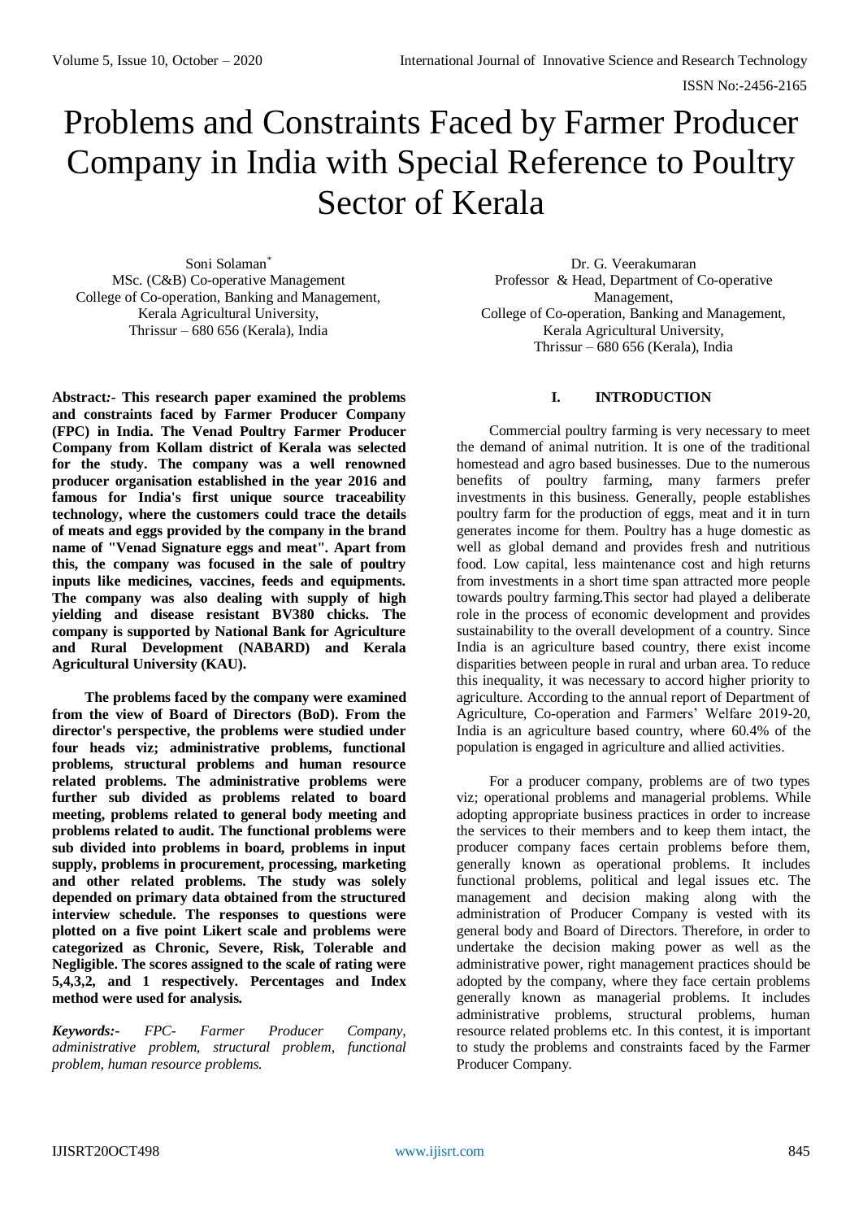# Problems and Constraints Faced by Farmer Producer Company in India with Special Reference to Poultry Sector of Kerala

Soni Solaman*
MSc. (C&B) Co-operative Management
College of Co-operation, Banking and Management,
Kerala Agricultural University,
Thrissur – 680 656 (Kerala), India

Dr. G. Veerakumaran
Professor & Head, Department of Co-operative Management,
College of Co-operation, Banking and Management,
Kerala Agricultural University,
Thrissur – 680 656 (Kerala), India

**Abstract:- This research paper examined the problems and constraints faced by Farmer Producer Company (FPC) in India. The Venad Poultry Farmer Producer Company from Kollam district of Kerala was selected for the study. The company was a well renowned producer organisation established in the year 2016 and famous for India's first unique source traceability technology, where the customers could trace the details of meats and eggs provided by the company in the brand name of "Venad Signature eggs and meat". Apart from this, the company was focused in the sale of poultry inputs like medicines, vaccines, feeds and equipments. The company was also dealing with supply of high yielding and disease resistant BV380 chicks. The company is supported by National Bank for Agriculture and Rural Development (NABARD) and Kerala Agricultural University (KAU).**

**The problems faced by the company were examined from the view of Board of Directors (BoD). From the director's perspective, the problems were studied under four heads viz; administrative problems, functional problems, structural problems and human resource related problems. The administrative problems were further sub divided as problems related to board meeting, problems related to general body meeting and problems related to audit. The functional problems were sub divided into problems in board, problems in input supply, problems in procurement, processing, marketing and other related problems. The study was solely depended on primary data obtained from the structured interview schedule. The responses to questions were plotted on a five point Likert scale and problems were categorized as Chronic, Severe, Risk, Tolerable and Negligible. The scores assigned to the scale of rating were 5,4,3,2, and 1 respectively. Percentages and Index method were used for analysis.**

***Keywords:-*** *FPC- Farmer Producer Company, administrative problem, structural problem, functional problem, human resource problems.*

## I. INTRODUCTION

Commercial poultry farming is very necessary to meet the demand of animal nutrition. It is one of the traditional homestead and agro based businesses. Due to the numerous benefits of poultry farming, many farmers prefer investments in this business. Generally, people establishes poultry farm for the production of eggs, meat and it in turn generates income for them. Poultry has a huge domestic as well as global demand and provides fresh and nutritious food. Low capital, less maintenance cost and high returns from investments in a short time span attracted more people towards poultry farming.This sector had played a deliberate role in the process of economic development and provides sustainability to the overall development of a country. Since India is an agriculture based country, there exist income disparities between people in rural and urban area. To reduce this inequality, it was necessary to accord higher priority to agriculture. According to the annual report of Department of Agriculture, Co-operation and Farmers' Welfare 2019-20, India is an agriculture based country, where 60.4% of the population is engaged in agriculture and allied activities.

For a producer company, problems are of two types viz; operational problems and managerial problems. While adopting appropriate business practices in order to increase the services to their members and to keep them intact, the producer company faces certain problems before them, generally known as operational problems. It includes functional problems, political and legal issues etc. The management and decision making along with the administration of Producer Company is vested with its general body and Board of Directors. Therefore, in order to undertake the decision making power as well as the administrative power, right management practices should be adopted by the company, where they face certain problems generally known as managerial problems. It includes administrative problems, structural problems, human resource related problems etc. In this contest, it is important to study the problems and constraints faced by the Farmer Producer Company.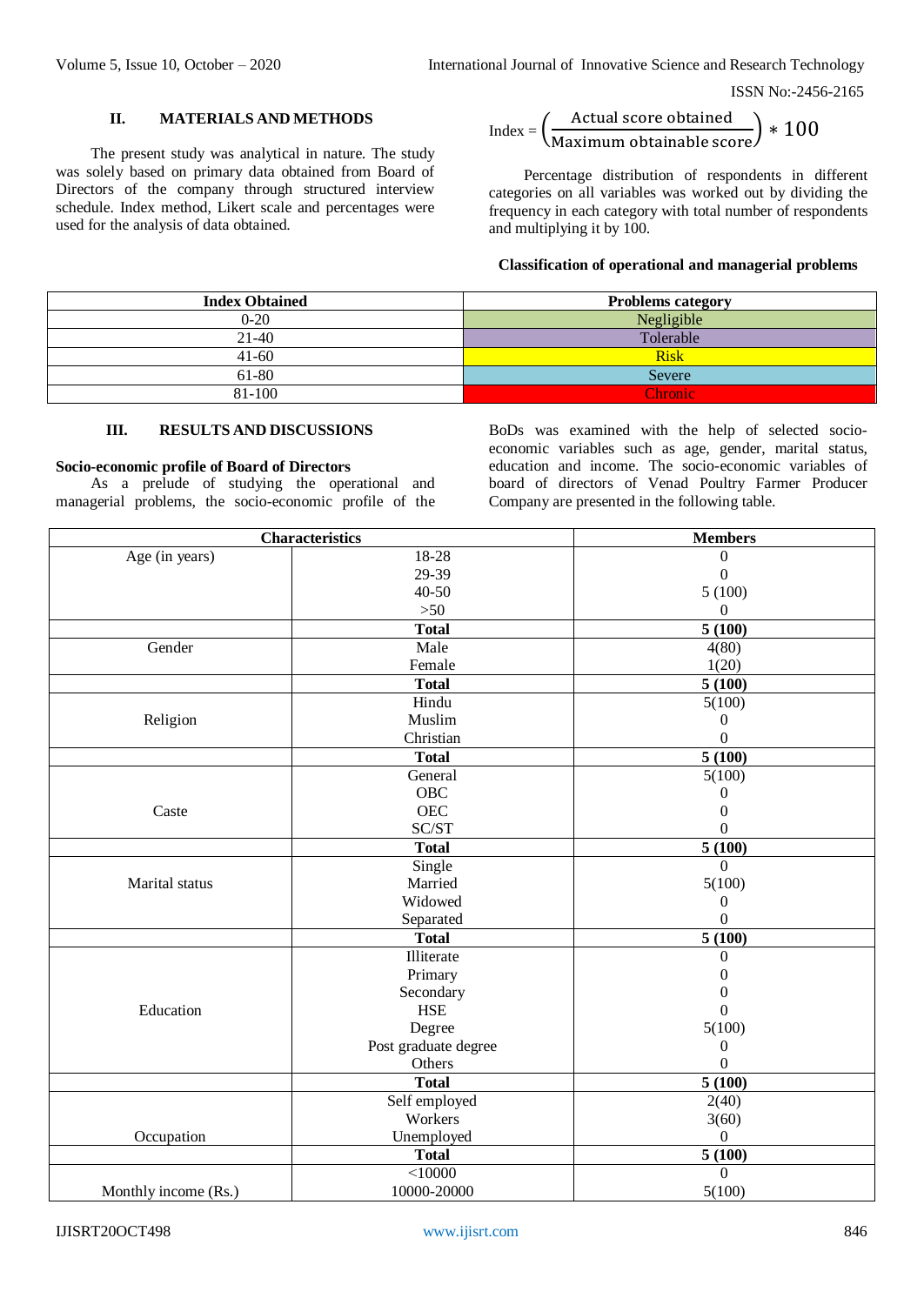## II. MATERIALS AND METHODS

The present study was analytical in nature. The study was solely based on primary data obtained from Board of Directors of the company through structured interview schedule. Index method, Likert scale and percentages were used for the analysis of data obtained.

$$\text{Index} = \left(\frac{\text{Actual score obtained}}{\text{Maximum obtainable score}}\right) * 100$$

Percentage distribution of respondents in different categories on all variables was worked out by dividing the frequency in each category with total number of respondents and multiplying it by 100.

**Classification of operational and managerial problems**

| Index Obtained | Problems category |
|---|---|
| 0-20 | Negligible |
| 21-40 | Tolerable |
| 41-60 | Risk |
| 61-80 | Severe |
| 81-100 | Chronic |

## III. RESULTS AND DISCUSSIONS

**Socio-economic profile of Board of Directors**

As a prelude of studying the operational and managerial problems, the socio-economic profile of the BoDs was examined with the help of selected socio-economic variables such as age, gender, marital status, education and income. The socio-economic variables of board of directors of Venad Poultry Farmer Producer Company are presented in the following table.

| Characteristics | | Members |
|---|---|---|
| Age (in years) | 18-28 | 0 |
| | 29-39 | 0 |
| | 40-50 | 5 (100) |
| | >50 | 0 |
| | **Total** | **5 (100)** |
| Gender | Male | 4(80) |
| | Female | 1(20) |
| | **Total** | **5 (100)** |
| Religion | Hindu | 5(100) |
| | Muslim | 0 |
| | Christian | 0 |
| | **Total** | **5 (100)** |
| Caste | General | 5(100) |
| | OBC | 0 |
| | OEC | 0 |
| | SC/ST | 0 |
| | **Total** | **5 (100)** |
| Marital status | Single | 0 |
| | Married | 5(100) |
| | Widowed | 0 |
| | Separated | 0 |
| | **Total** | **5 (100)** |
| Education | Illiterate | 0 |
| | Primary | 0 |
| | Secondary | 0 |
| | HSE | 0 |
| | Degree | 5(100) |
| | Post graduate degree | 0 |
| | Others | 0 |
| | **Total** | **5 (100)** |
| Occupation | Self employed | 2(40) |
| | Workers | 3(60) |
| | Unemployed | 0 |
| | **Total** | **5 (100)** |
| Monthly income (Rs.) | <10000 | 0 |
| | 10000-20000 | 5(100) |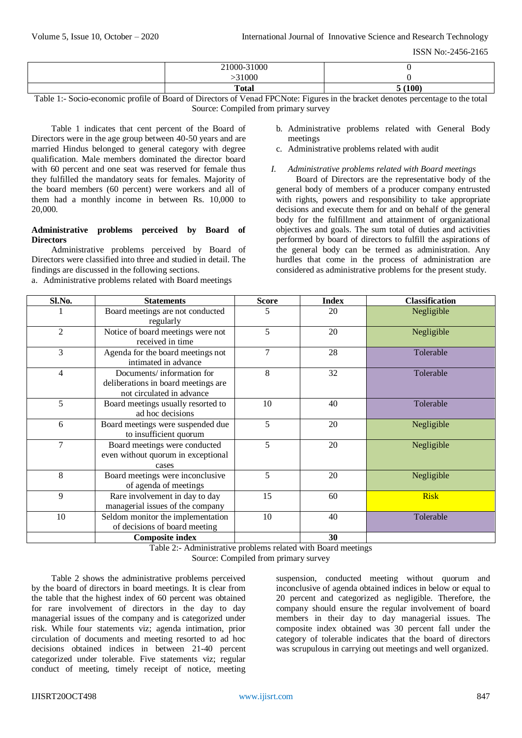|  | 21000-31000 | 0 |
| --- | --- | --- |
|  | >31000 | 0 |
|  | **Total** | **5 (100)** |

Table 1:- Socio-economic profile of Board of Directors of Venad FPCNote: Figures in the bracket denotes percentage to the total
Source: Compiled from primary survey

Table 1 indicates that cent percent of the Board of Directors were in the age group between 40-50 years and are married Hindus belonged to general category with degree qualification. Male members dominated the director board with 60 percent and one seat was reserved for female thus they fulfilled the mandatory seats for females. Majority of the board members (60 percent) were workers and all of them had a monthly income in between Rs. 10,000 to 20,000.

**Administrative problems perceived by Board of Directors**

Administrative problems perceived by Board of Directors were classified into three and studied in detail. The findings are discussed in the following sections.

a. Administrative problems related with Board meetings
b. Administrative problems related with General Body meetings
c. Administrative problems related with audit

*I. Administrative problems related with Board meetings*

Board of Directors are the representative body of the general body of members of a producer company entrusted with rights, powers and responsibility to take appropriate decisions and execute them for and on behalf of the general body for the fulfillment and attainment of organizational objectives and goals. The sum total of duties and activities performed by board of directors to fulfill the aspirations of the general body can be termed as administration. Any hurdles that come in the process of administration are considered as administrative problems for the present study.

| Sl.No. | Statements | Score | Index | Classification |
| --- | --- | --- | --- | --- |
| 1 | Board meetings are not conducted regularly | 5 | 20 | Negligible |
| 2 | Notice of board meetings were not received in time | 5 | 20 | Negligible |
| 3 | Agenda for the board meetings not intimated in advance | 7 | 28 | Tolerable |
| 4 | Documents/ information for deliberations in board meetings are not circulated in advance | 8 | 32 | Tolerable |
| 5 | Board meetings usually resorted to ad hoc decisions | 10 | 40 | Tolerable |
| 6 | Board meetings were suspended due to insufficient quorum | 5 | 20 | Negligible |
| 7 | Board meetings were conducted even without quorum in exceptional cases | 5 | 20 | Negligible |
| 8 | Board meetings were inconclusive of agenda of meetings | 5 | 20 | Negligible |
| 9 | Rare involvement in day to day managerial issues of the company | 15 | 60 | Risk |
| 10 | Seldom monitor the implementation of decisions of board meeting | 10 | 40 | Tolerable |
|  | **Composite index** |  | **30** |  |

Table 2:- Administrative problems related with Board meetings
Source: Compiled from primary survey

Table 2 shows the administrative problems perceived by the board of directors in board meetings. It is clear from the table that the highest index of 60 percent was obtained for rare involvement of directors in the day to day managerial issues of the company and is categorized under risk. While four statements viz; agenda intimation, prior circulation of documents and meeting resorted to ad hoc decisions obtained indices in between 21-40 percent categorized under tolerable. Five statements viz; regular conduct of meeting, timely receipt of notice, meeting suspension, conducted meeting without quorum and inconclusive of agenda obtained indices in below or equal to 20 percent and categorized as negligible. Therefore, the company should ensure the regular involvement of board members in their day to day managerial issues. The composite index obtained was 30 percent fall under the category of tolerable indicates that the board of directors was scrupulous in carrying out meetings and well organized.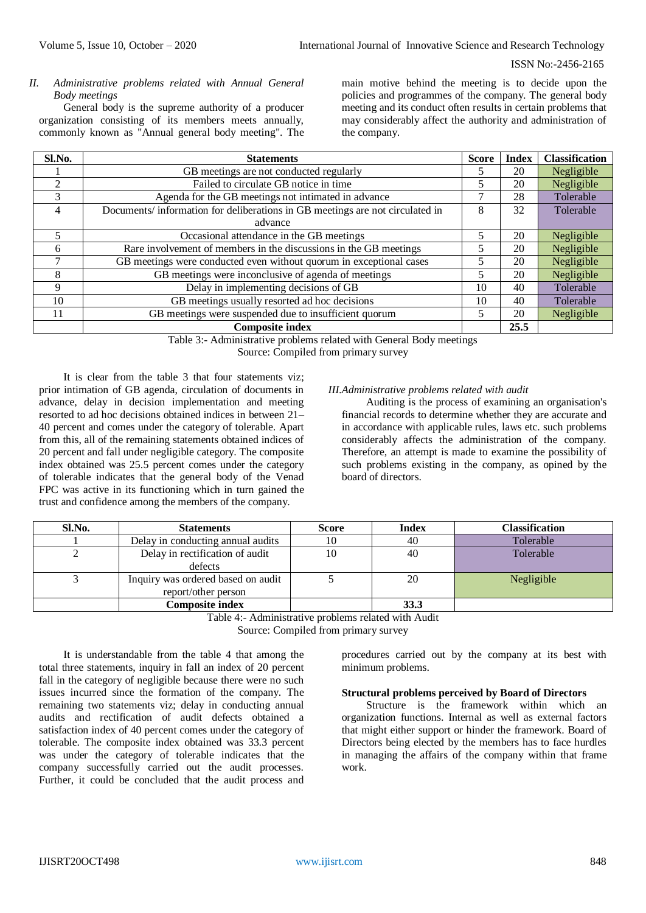*II. Administrative problems related with Annual General Body meetings*

General body is the supreme authority of a producer organization consisting of its members meets annually, commonly known as "Annual general body meeting". The main motive behind the meeting is to decide upon the policies and programmes of the company. The general body meeting and its conduct often results in certain problems that may considerably affect the authority and administration of the company.

| Sl.No. | Statements | Score | Index | Classification |
|---|---|---|---|---|
| 1 | GB meetings are not conducted regularly | 5 | 20 | Negligible |
| 2 | Failed to circulate GB notice in time | 5 | 20 | Negligible |
| 3 | Agenda for the GB meetings not intimated in advance | 7 | 28 | Tolerable |
| 4 | Documents/ information for deliberations in GB meetings are not circulated in advance | 8 | 32 | Tolerable |
| 5 | Occasional attendance in the GB meetings | 5 | 20 | Negligible |
| 6 | Rare involvement of members in the discussions in the GB meetings | 5 | 20 | Negligible |
| 7 | GB meetings were conducted even without quorum in exceptional cases | 5 | 20 | Negligible |
| 8 | GB meetings were inconclusive of agenda of meetings | 5 | 20 | Negligible |
| 9 | Delay in implementing decisions of GB | 10 | 40 | Tolerable |
| 10 | GB meetings usually resorted ad hoc decisions | 10 | 40 | Tolerable |
| 11 | GB meetings were suspended due to insufficient quorum | 5 | 20 | Negligible |
| | **Composite index** | | **25.5** | |

Table 3:- Administrative problems related with General Body meetings
Source: Compiled from primary survey

It is clear from the table 3 that four statements viz; prior intimation of GB agenda, circulation of documents in advance, delay in decision implementation and meeting resorted to ad hoc decisions obtained indices in between 21–40 percent and comes under the category of tolerable. Apart from this, all of the remaining statements obtained indices of 20 percent and fall under negligible category. The composite index obtained was 25.5 percent comes under the category of tolerable indicates that the general body of the Venad FPC was active in its functioning which in turn gained the trust and confidence among the members of the company.

*III.Administrative problems related with audit*

Auditing is the process of examining an organisation's financial records to determine whether they are accurate and in accordance with applicable rules, laws etc. such problems considerably affects the administration of the company. Therefore, an attempt is made to examine the possibility of such problems existing in the company, as opined by the board of directors.

| Sl.No. | Statements | Score | Index | Classification |
|---|---|---|---|---|
| 1 | Delay in conducting annual audits | 10 | 40 | Tolerable |
| 2 | Delay in rectification of audit defects | 10 | 40 | Tolerable |
| 3 | Inquiry was ordered based on audit report/other person | 5 | 20 | Negligible |
| | **Composite index** | | **33.3** | |

Table 4:- Administrative problems related with Audit
Source: Compiled from primary survey

It is understandable from the table 4 that among the total three statements, inquiry in fall an index of 20 percent fall in the category of negligible because there were no such issues incurred since the formation of the company. The remaining two statements viz; delay in conducting annual audits and rectification of audit defects obtained a satisfaction index of 40 percent comes under the category of tolerable. The composite index obtained was 33.3 percent was under the category of tolerable indicates that the company successfully carried out the audit processes. Further, it could be concluded that the audit process and procedures carried out by the company at its best with minimum problems.

**Structural problems perceived by Board of Directors**

Structure is the framework within which an organization functions. Internal as well as external factors that might either support or hinder the framework. Board of Directors being elected by the members has to face hurdles in managing the affairs of the company within that frame work.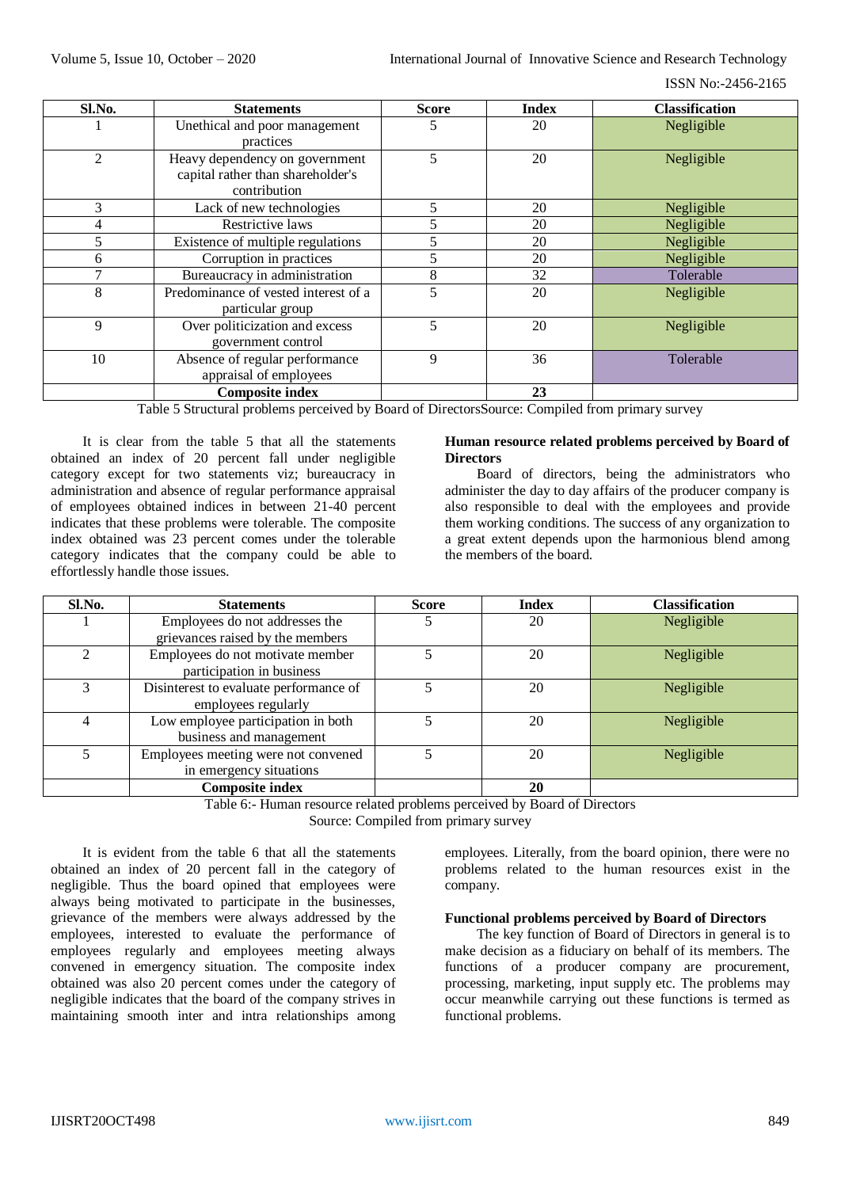| Sl.No. | Statements | Score | Index | Classification |
|---|---|---|---|---|
| 1 | Unethical and poor management practices | 5 | 20 | Negligible |
| 2 | Heavy dependency on government capital rather than shareholder's contribution | 5 | 20 | Negligible |
| 3 | Lack of new technologies | 5 | 20 | Negligible |
| 4 | Restrictive laws | 5 | 20 | Negligible |
| 5 | Existence of multiple regulations | 5 | 20 | Negligible |
| 6 | Corruption in practices | 5 | 20 | Negligible |
| 7 | Bureaucracy in administration | 8 | 32 | Tolerable |
| 8 | Predominance of vested interest of a particular group | 5 | 20 | Negligible |
| 9 | Over politicization and excess government control | 5 | 20 | Negligible |
| 10 | Absence of regular performance appraisal of employees | 9 | 36 | Tolerable |
| | **Composite index** | | **23** | |

Table 5 Structural problems perceived by Board of DirectorsSource: Compiled from primary survey

It is clear from the table 5 that all the statements obtained an index of 20 percent fall under negligible category except for two statements viz; bureaucracy in administration and absence of regular performance appraisal of employees obtained indices in between 21-40 percent indicates that these problems were tolerable. The composite index obtained was 23 percent comes under the tolerable category indicates that the company could be able to effortlessly handle those issues.

**Human resource related problems perceived by Board of Directors**

Board of directors, being the administrators who administer the day to day affairs of the producer company is also responsible to deal with the employees and provide them working conditions. The success of any organization to a great extent depends upon the harmonious blend among the members of the board.

| Sl.No. | Statements | Score | Index | Classification |
|---|---|---|---|---|
| 1 | Employees do not addresses the grievances raised by the members | 5 | 20 | Negligible |
| 2 | Employees do not motivate member participation in business | 5 | 20 | Negligible |
| 3 | Disinterest to evaluate performance of employees regularly | 5 | 20 | Negligible |
| 4 | Low employee participation in both business and management | 5 | 20 | Negligible |
| 5 | Employees meeting were not convened in emergency situations | 5 | 20 | Negligible |
| | **Composite index** | | **20** | |

Table 6:- Human resource related problems perceived by Board of Directors
Source: Compiled from primary survey

It is evident from the table 6 that all the statements obtained an index of 20 percent fall in the category of negligible. Thus the board opined that employees were always being motivated to participate in the businesses, grievance of the members were always addressed by the employees, interested to evaluate the performance of employees regularly and employees meeting always convened in emergency situation. The composite index obtained was also 20 percent comes under the category of negligible indicates that the board of the company strives in maintaining smooth inter and intra relationships among employees. Literally, from the board opinion, there were no problems related to the human resources exist in the company.

**Functional problems perceived by Board of Directors**

The key function of Board of Directors in general is to make decision as a fiduciary on behalf of its members. The functions of a producer company are procurement, processing, marketing, input supply etc. The problems may occur meanwhile carrying out these functions is termed as functional problems.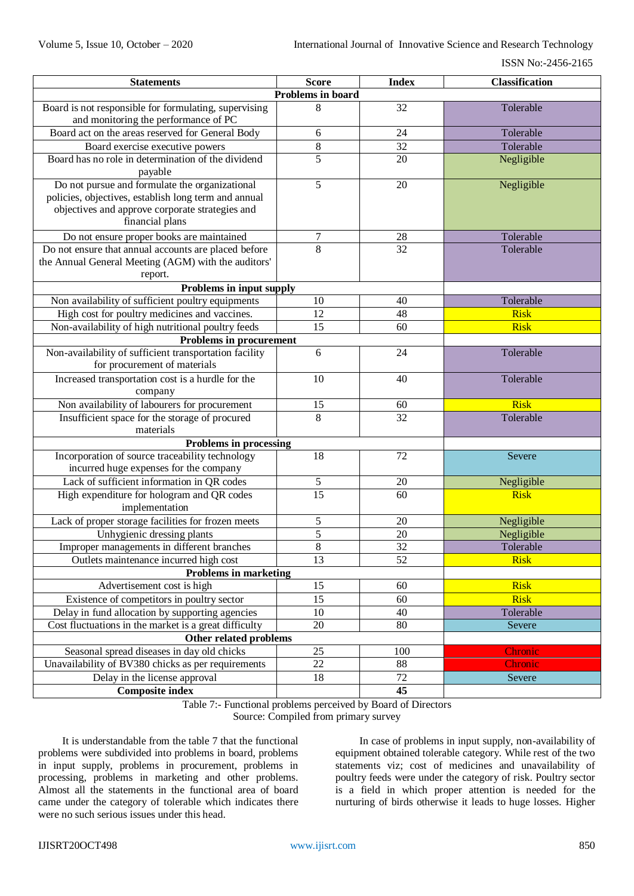| Statements | Score | Index | Classification |
|---|---|---|---|
| **Problems in board** | | | |
| Board is not responsible for formulating, supervising and monitoring the performance of PC | 8 | 32 | Tolerable |
| Board act on the areas reserved for General Body | 6 | 24 | Tolerable |
| Board exercise executive powers | 8 | 32 | Tolerable |
| Board has no role in determination of the dividend payable | 5 | 20 | Negligible |
| Do not pursue and formulate the organizational policies, objectives, establish long term and annual objectives and approve corporate strategies and financial plans | 5 | 20 | Negligible |
| Do not ensure proper books are maintained | 7 | 28 | Tolerable |
| Do not ensure that annual accounts are placed before the Annual General Meeting (AGM) with the auditors' report. | 8 | 32 | Tolerable |
| **Problems in input supply** | | | |
| Non availability of sufficient poultry equipments | 10 | 40 | Tolerable |
| High cost for poultry medicines and vaccines. | 12 | 48 | Risk |
| Non-availability of high nutritional poultry feeds | 15 | 60 | Risk |
| **Problems in procurement** | | | |
| Non-availability of sufficient transportation facility for procurement of materials | 6 | 24 | Tolerable |
| Increased transportation cost is a hurdle for the company | 10 | 40 | Tolerable |
| Non availability of labourers for procurement | 15 | 60 | Risk |
| Insufficient space for the storage of procured materials | 8 | 32 | Tolerable |
| **Problems in processing** | | | |
| Incorporation of source traceability technology incurred huge expenses for the company | 18 | 72 | Severe |
| Lack of sufficient information in QR codes | 5 | 20 | Negligible |
| High expenditure for hologram and QR codes implementation | 15 | 60 | Risk |
| Lack of proper storage facilities for frozen meets | 5 | 20 | Negligible |
| Unhygienic dressing plants | 5 | 20 | Negligible |
| Improper managements in different branches | 8 | 32 | Tolerable |
| Outlets maintenance incurred high cost | 13 | 52 | Risk |
| **Problems in marketing** | | | |
| Advertisement cost is high | 15 | 60 | Risk |
| Existence of competitors in poultry sector | 15 | 60 | Risk |
| Delay in fund allocation by supporting agencies | 10 | 40 | Tolerable |
| Cost fluctuations in the market is a great difficulty | 20 | 80 | Severe |
| **Other related problems** | | | |
| Seasonal spread diseases in day old chicks | 25 | 100 | Chronic |
| Unavailability of BV380 chicks as per requirements | 22 | 88 | Chronic |
| Delay in the license approval | 18 | 72 | Severe |
| **Composite index** | | **45** | |

Table 7:- Functional problems perceived by Board of Directors
Source: Compiled from primary survey

It is understandable from the table 7 that the functional problems were subdivided into problems in board, problems in input supply, problems in procurement, problems in processing, problems in marketing and other problems. Almost all the statements in the functional area of board came under the category of tolerable which indicates there were no such serious issues under this head.

In case of problems in input supply, non-availability of equipment obtained tolerable category. While rest of the two statements viz; cost of medicines and unavailability of poultry feeds were under the category of risk. Poultry sector is a field in which proper attention is needed for the nurturing of birds otherwise it leads to huge losses. Higher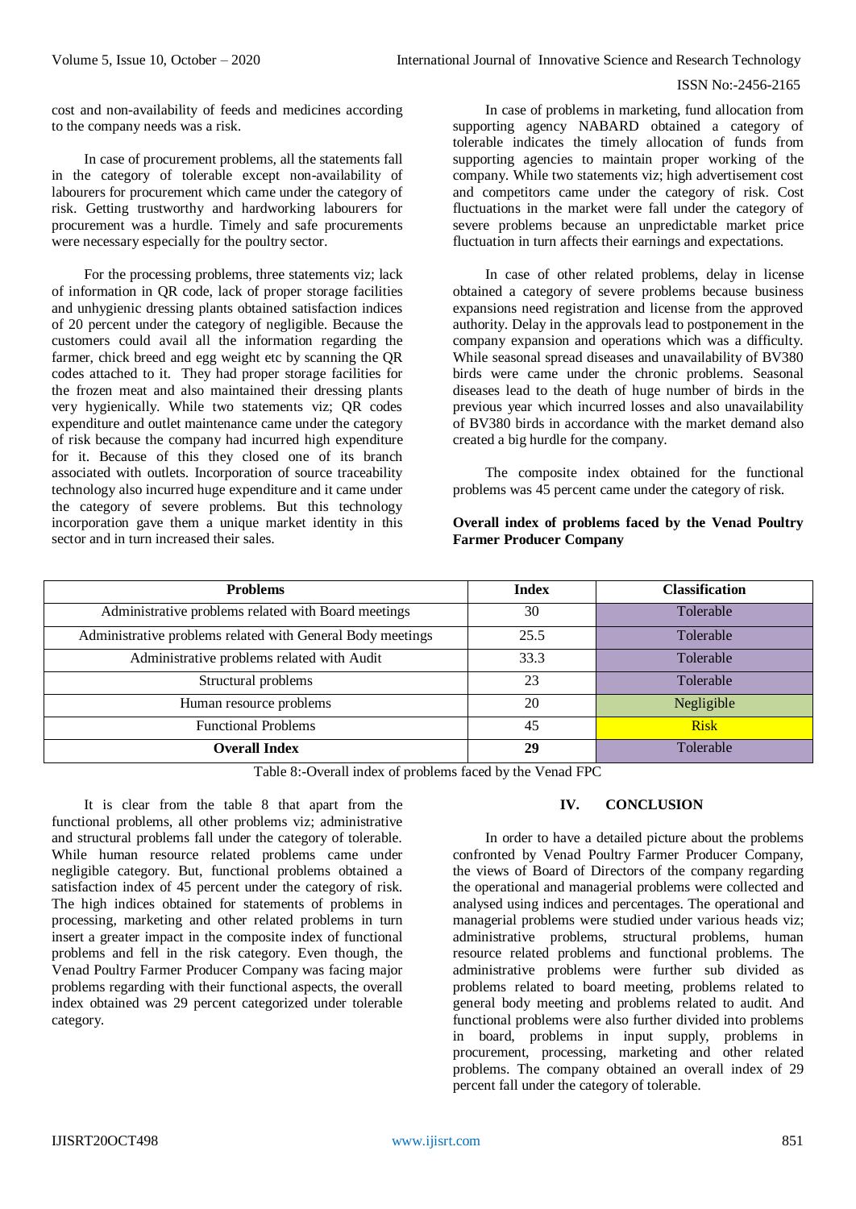cost and non-availability of feeds and medicines according to the company needs was a risk.

In case of procurement problems, all the statements fall in the category of tolerable except non-availability of labourers for procurement which came under the category of risk. Getting trustworthy and hardworking labourers for procurement was a hurdle. Timely and safe procurements were necessary especially for the poultry sector.

For the processing problems, three statements viz; lack of information in QR code, lack of proper storage facilities and unhygienic dressing plants obtained satisfaction indices of 20 percent under the category of negligible. Because the customers could avail all the information regarding the farmer, chick breed and egg weight etc by scanning the QR codes attached to it. They had proper storage facilities for the frozen meat and also maintained their dressing plants very hygienically. While two statements viz; QR codes expenditure and outlet maintenance came under the category of risk because the company had incurred high expenditure for it. Because of this they closed one of its branch associated with outlets. Incorporation of source traceability technology also incurred huge expenditure and it came under the category of severe problems. But this technology incorporation gave them a unique market identity in this sector and in turn increased their sales.

In case of problems in marketing, fund allocation from supporting agency NABARD obtained a category of tolerable indicates the timely allocation of funds from supporting agencies to maintain proper working of the company. While two statements viz; high advertisement cost and competitors came under the category of risk. Cost fluctuations in the market were fall under the category of severe problems because an unpredictable market price fluctuation in turn affects their earnings and expectations.

In case of other related problems, delay in license obtained a category of severe problems because business expansions need registration and license from the approved authority. Delay in the approvals lead to postponement in the company expansion and operations which was a difficulty. While seasonal spread diseases and unavailability of BV380 birds were came under the chronic problems. Seasonal diseases lead to the death of huge number of birds in the previous year which incurred losses and also unavailability of BV380 birds in accordance with the market demand also created a big hurdle for the company.

The composite index obtained for the functional problems was 45 percent came under the category of risk.

**Overall index of problems faced by the Venad Poultry Farmer Producer Company**

| Problems | Index | Classification |
|---|---|---|
| Administrative problems related with Board meetings | 30 | Tolerable |
| Administrative problems related with General Body meetings | 25.5 | Tolerable |
| Administrative problems related with Audit | 33.3 | Tolerable |
| Structural problems | 23 | Tolerable |
| Human resource problems | 20 | Negligible |
| Functional Problems | 45 | Risk |
| **Overall Index** | **29** | Tolerable |

Table 8:-Overall index of problems faced by the Venad FPC

It is clear from the table 8 that apart from the functional problems, all other problems viz; administrative and structural problems fall under the category of tolerable. While human resource related problems came under negligible category. But, functional problems obtained a satisfaction index of 45 percent under the category of risk. The high indices obtained for statements of problems in processing, marketing and other related problems in turn insert a greater impact in the composite index of functional problems and fell in the risk category. Even though, the Venad Poultry Farmer Producer Company was facing major problems regarding with their functional aspects, the overall index obtained was 29 percent categorized under tolerable category.

## IV. CONCLUSION

In order to have a detailed picture about the problems confronted by Venad Poultry Farmer Producer Company, the views of Board of Directors of the company regarding the operational and managerial problems were collected and analysed using indices and percentages. The operational and managerial problems were studied under various heads viz; administrative problems, structural problems, human resource related problems and functional problems. The administrative problems were further sub divided as problems related to board meeting, problems related to general body meeting and problems related to audit. And functional problems were also further divided into problems in board, problems in input supply, problems in procurement, processing, marketing and other related problems. The company obtained an overall index of 29 percent fall under the category of tolerable.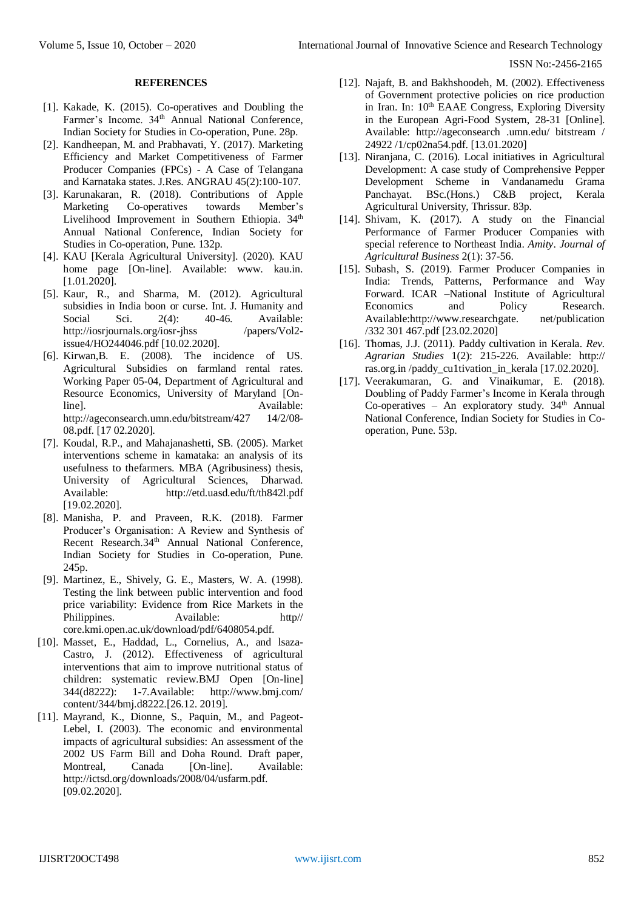**REFERENCES**

[1]. Kakade, K. (2015). Co-operatives and Doubling the Farmer's Income. 34th Annual National Conference, Indian Society for Studies in Co-operation, Pune. 28p.

[2]. Kandheepan, M. and Prabhavati, Y. (2017). Marketing Efficiency and Market Competitiveness of Farmer Producer Companies (FPCs) - A Case of Telangana and Karnataka states. J.Res. ANGRAU 45(2):100-107.

[3]. Karunakaran, R. (2018). Contributions of Apple Marketing Co-operatives towards Member's Livelihood Improvement in Southern Ethiopia. 34th Annual National Conference, Indian Society for Studies in Co-operation, Pune. 132p.

[4]. KAU [Kerala Agricultural University]. (2020). KAU home page [On-line]. Available: www. kau.in. [1.01.2020].

[5]. Kaur, R., and Sharma, M. (2012). Agricultural subsidies in India boon or curse. Int. J. Humanity and Social Sci. 2(4): 40-46. Available: http://iosrjournals.org/iosr-jhss /papers/Vol2-issue4/HO244046.pdf [10.02.2020].

[6]. Kirwan,B. E. (2008). The incidence of US. Agricultural Subsidies on farmland rental rates. Working Paper 05-04, Department of Agricultural and Resource Economics, University of Maryland [On-line]. Available: http://ageconsearch.umn.edu/bitstream/427 14/2/08-08.pdf. [17 02.2020].

[7]. Koudal, R.P., and Mahajanashetti, SB. (2005). Market interventions scheme in kamataka: an analysis of its usefulness to thefarmers. MBA (Agribusiness) thesis, University of Agricultural Sciences, Dharwad. Available: http://etd.uasd.edu/ft/th842l.pdf [19.02.2020].

[8]. Manisha, P. and Praveen, R.K. (2018). Farmer Producer's Organisation: A Review and Synthesis of Recent Research.34th Annual National Conference, Indian Society for Studies in Co-operation, Pune. 245p.

[9]. Martinez, E., Shively, G. E., Masters, W. A. (1998). Testing the link between public intervention and food price variability: Evidence from Rice Markets in the Philippines. Available: http// core.kmi.open.ac.uk/download/pdf/6408054.pdf.

[10]. Masset, E., Haddad, L., Cornelius, A., and lsaza-Castro, J. (2012). Effectiveness of agricultural interventions that aim to improve nutritional status of children: systematic review.BMJ Open [On-line] 344(d8222): 1-7.Available: http://www.bmj.com/ content/344/bmj.d8222.[26.12. 2019].

[11]. Mayrand, K., Dionne, S., Paquin, M., and Pageot-Lebel, I. (2003). The economic and environmental impacts of agricultural subsidies: An assessment of the 2002 US Farm Bill and Doha Round. Draft paper, Montreal, Canada [On-line]. Available: http://ictsd.org/downloads/2008/04/usfarm.pdf. [09.02.2020].

[12]. Najaft, B. and Bakhshoodeh, M. (2002). Effectiveness of Government protective policies on rice production in Iran. In: 10th EAAE Congress, Exploring Diversity in the European Agri-Food System, 28-31 [Online]. Available: http://ageconsearch .umn.edu/ bitstream / 24922 /1/cp02na54.pdf. [13.01.2020]

[13]. Niranjana, C. (2016). Local initiatives in Agricultural Development: A case study of Comprehensive Pepper Development Scheme in Vandanamedu Grama Panchayat. BSc.(Hons.) C&B project, Kerala Agricultural University, Thrissur. 83p.

[14]. Shivam, K. (2017). A study on the Financial Performance of Farmer Producer Companies with special reference to Northeast India. *Amity*. *Journal of Agricultural Business* 2(1): 37-56.

[15]. Subash, S. (2019). Farmer Producer Companies in India: Trends, Patterns, Performance and Way Forward. ICAR –National Institute of Agricultural Economics and Policy Research. Available:http://www.researchgate. net/publication /332 301 467.pdf [23.02.2020]

[16]. Thomas, J.J. (2011). Paddy cultivation in Kerala. *Rev. Agrarian Studies* 1(2): 215-226. Available: http:// ras.org.in /paddy_cu1tivation_in_kerala [17.02.2020].

[17]. Veerakumaran, G. and Vinaikumar, E. (2018). Doubling of Paddy Farmer's Income in Kerala through Co-operatives – An exploratory study. 34th Annual National Conference, Indian Society for Studies in Co-operation, Pune. 53p.